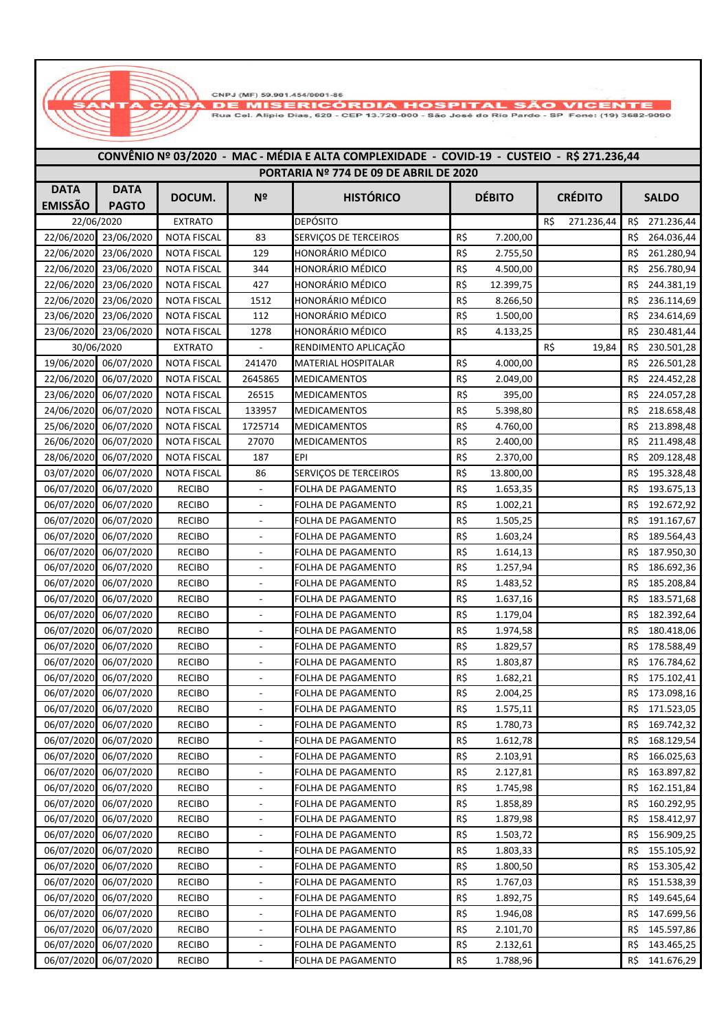CNPJ (MF) 59.901.454/0001-86

**SANTA CASA DE MISERICÓRDIA HOSPITAL SÃO VICENTE**

Rua Cel. Alípio Dias, 620 - CEP 13.720-000 - São José do Rio Pardo - SP Fone: (19) 3682-9090

| CONVÊNIO Nº 03/2020 - MAC - MÉDIA E ALTA COMPLEXIDADE - COVID-19 - CUSTEIO - R$ 271.236,44 | | | | | | | |
|---|---|---|---|---|---|---|---|
| PORTARIA Nº 774 DE 09 DE ABRIL DE 2020 | | | | | | | |
| DATA EMISSÃO | DATA PAGTO | DOCUM. | Nº | HISTÓRICO | DÉBITO | CRÉDITO | SALDO |
| 22/06/2020 | | EXTRATO | | DEPÓSITO | | R$ 271.236,44 | R$ 271.236,44 |
| 22/06/2020 | 23/06/2020 | NOTA FISCAL | 83 | SERVIÇOS DE TERCEIROS | R$ 7.200,00 | | R$ 264.036,44 |
| 22/06/2020 | 23/06/2020 | NOTA FISCAL | 129 | HONORÁRIO MÉDICO | R$ 2.755,50 | | R$ 261.280,94 |
| 22/06/2020 | 23/06/2020 | NOTA FISCAL | 344 | HONORÁRIO MÉDICO | R$ 4.500,00 | | R$ 256.780,94 |
| 22/06/2020 | 23/06/2020 | NOTA FISCAL | 427 | HONORÁRIO MÉDICO | R$ 12.399,75 | | R$ 244.381,19 |
| 22/06/2020 | 23/06/2020 | NOTA FISCAL | 1512 | HONORÁRIO MÉDICO | R$ 8.266,50 | | R$ 236.114,69 |
| 23/06/2020 | 23/06/2020 | NOTA FISCAL | 112 | HONORÁRIO MÉDICO | R$ 1.500,00 | | R$ 234.614,69 |
| 23/06/2020 | 23/06/2020 | NOTA FISCAL | 1278 | HONORÁRIO MÉDICO | R$ 4.133,25 | | R$ 230.481,44 |
| 30/06/2020 | | EXTRATO | - | RENDIMENTO APLICAÇÃO | | R$ 19,84 | R$ 230.501,28 |
| 19/06/2020 | 06/07/2020 | NOTA FISCAL | 241470 | MATERIAL HOSPITALAR | R$ 4.000,00 | | R$ 226.501,28 |
| 22/06/2020 | 06/07/2020 | NOTA FISCAL | 2645865 | MEDICAMENTOS | R$ 2.049,00 | | R$ 224.452,28 |
| 23/06/2020 | 06/07/2020 | NOTA FISCAL | 26515 | MEDICAMENTOS | R$ 395,00 | | R$ 224.057,28 |
| 24/06/2020 | 06/07/2020 | NOTA FISCAL | 133957 | MEDICAMENTOS | R$ 5.398,80 | | R$ 218.658,48 |
| 25/06/2020 | 06/07/2020 | NOTA FISCAL | 1725714 | MEDICAMENTOS | R$ 4.760,00 | | R$ 213.898,48 |
| 26/06/2020 | 06/07/2020 | NOTA FISCAL | 27070 | MEDICAMENTOS | R$ 2.400,00 | | R$ 211.498,48 |
| 28/06/2020 | 06/07/2020 | NOTA FISCAL | 187 | EPI | R$ 2.370,00 | | R$ 209.128,48 |
| 03/07/2020 | 06/07/2020 | NOTA FISCAL | 86 | SERVIÇOS DE TERCEIROS | R$ 13.800,00 | | R$ 195.328,48 |
| 06/07/2020 | 06/07/2020 | RECIBO | - | FOLHA DE PAGAMENTO | R$ 1.653,35 | | R$ 193.675,13 |
| 06/07/2020 | 06/07/2020 | RECIBO | - | FOLHA DE PAGAMENTO | R$ 1.002,21 | | R$ 192.672,92 |
| 06/07/2020 | 06/07/2020 | RECIBO | - | FOLHA DE PAGAMENTO | R$ 1.505,25 | | R$ 191.167,67 |
| 06/07/2020 | 06/07/2020 | RECIBO | - | FOLHA DE PAGAMENTO | R$ 1.603,24 | | R$ 189.564,43 |
| 06/07/2020 | 06/07/2020 | RECIBO | - | FOLHA DE PAGAMENTO | R$ 1.614,13 | | R$ 187.950,30 |
| 06/07/2020 | 06/07/2020 | RECIBO | - | FOLHA DE PAGAMENTO | R$ 1.257,94 | | R$ 186.692,36 |
| 06/07/2020 | 06/07/2020 | RECIBO | - | FOLHA DE PAGAMENTO | R$ 1.483,52 | | R$ 185.208,84 |
| 06/07/2020 | 06/07/2020 | RECIBO | - | FOLHA DE PAGAMENTO | R$ 1.637,16 | | R$ 183.571,68 |
| 06/07/2020 | 06/07/2020 | RECIBO | - | FOLHA DE PAGAMENTO | R$ 1.179,04 | | R$ 182.392,64 |
| 06/07/2020 | 06/07/2020 | RECIBO | - | FOLHA DE PAGAMENTO | R$ 1.974,58 | | R$ 180.418,06 |
| 06/07/2020 | 06/07/2020 | RECIBO | - | FOLHA DE PAGAMENTO | R$ 1.829,57 | | R$ 178.588,49 |
| 06/07/2020 | 06/07/2020 | RECIBO | - | FOLHA DE PAGAMENTO | R$ 1.803,87 | | R$ 176.784,62 |
| 06/07/2020 | 06/07/2020 | RECIBO | - | FOLHA DE PAGAMENTO | R$ 1.682,21 | | R$ 175.102,41 |
| 06/07/2020 | 06/07/2020 | RECIBO | - | FOLHA DE PAGAMENTO | R$ 2.004,25 | | R$ 173.098,16 |
| 06/07/2020 | 06/07/2020 | RECIBO | - | FOLHA DE PAGAMENTO | R$ 1.575,11 | | R$ 171.523,05 |
| 06/07/2020 | 06/07/2020 | RECIBO | - | FOLHA DE PAGAMENTO | R$ 1.780,73 | | R$ 169.742,32 |
| 06/07/2020 | 06/07/2020 | RECIBO | - | FOLHA DE PAGAMENTO | R$ 1.612,78 | | R$ 168.129,54 |
| 06/07/2020 | 06/07/2020 | RECIBO | - | FOLHA DE PAGAMENTO | R$ 2.103,91 | | R$ 166.025,63 |
| 06/07/2020 | 06/07/2020 | RECIBO | - | FOLHA DE PAGAMENTO | R$ 2.127,81 | | R$ 163.897,82 |
| 06/07/2020 | 06/07/2020 | RECIBO | - | FOLHA DE PAGAMENTO | R$ 1.745,98 | | R$ 162.151,84 |
| 06/07/2020 | 06/07/2020 | RECIBO | - | FOLHA DE PAGAMENTO | R$ 1.858,89 | | R$ 160.292,95 |
| 06/07/2020 | 06/07/2020 | RECIBO | - | FOLHA DE PAGAMENTO | R$ 1.879,98 | | R$ 158.412,97 |
| 06/07/2020 | 06/07/2020 | RECIBO | - | FOLHA DE PAGAMENTO | R$ 1.503,72 | | R$ 156.909,25 |
| 06/07/2020 | 06/07/2020 | RECIBO | - | FOLHA DE PAGAMENTO | R$ 1.803,33 | | R$ 155.105,92 |
| 06/07/2020 | 06/07/2020 | RECIBO | - | FOLHA DE PAGAMENTO | R$ 1.800,50 | | R$ 153.305,42 |
| 06/07/2020 | 06/07/2020 | RECIBO | - | FOLHA DE PAGAMENTO | R$ 1.767,03 | | R$ 151.538,39 |
| 06/07/2020 | 06/07/2020 | RECIBO | - | FOLHA DE PAGAMENTO | R$ 1.892,75 | | R$ 149.645,64 |
| 06/07/2020 | 06/07/2020 | RECIBO | - | FOLHA DE PAGAMENTO | R$ 1.946,08 | | R$ 147.699,56 |
| 06/07/2020 | 06/07/2020 | RECIBO | - | FOLHA DE PAGAMENTO | R$ 2.101,70 | | R$ 145.597,86 |
| 06/07/2020 | 06/07/2020 | RECIBO | - | FOLHA DE PAGAMENTO | R$ 2.132,61 | | R$ 143.465,25 |
| 06/07/2020 | 06/07/2020 | RECIBO | - | FOLHA DE PAGAMENTO | R$ 1.788,96 | | R$ 141.676,29 |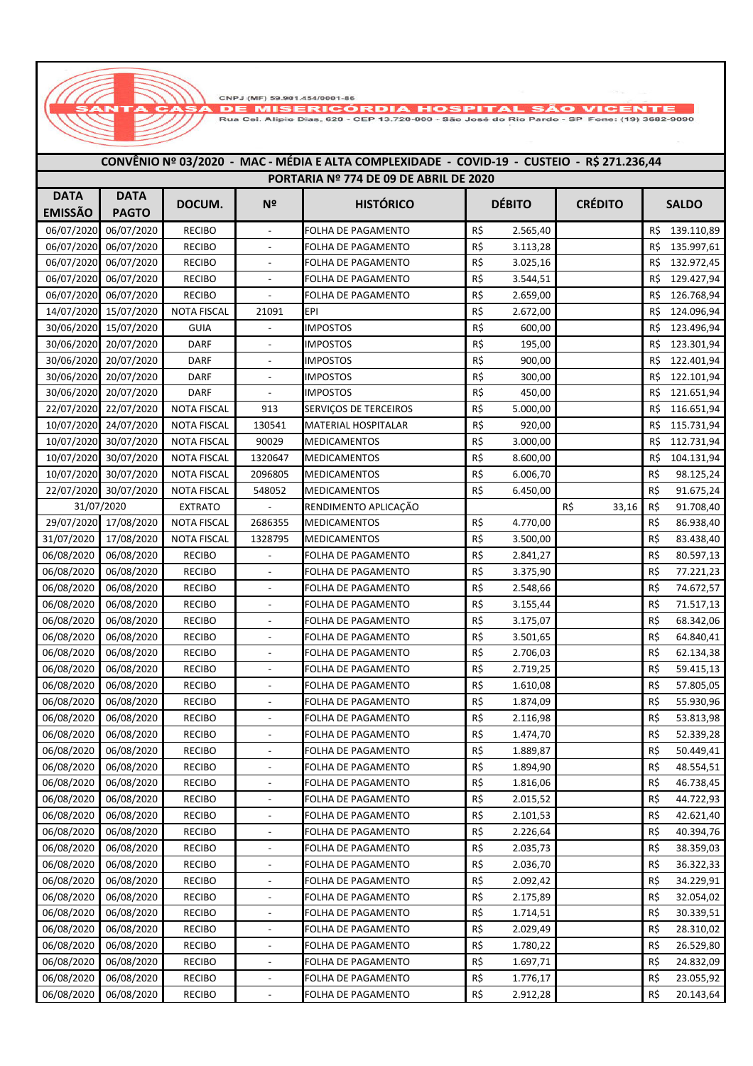CNPJ (MF) 59.901.454/0001-86

**SANTA CASA DE MISERICÓRDIA HOSPITAL SÃO VICENTE**

Rua Cel. Alipio Dias, 620 - CEP 13.720-000 - São José do Rio Pardo - SP Fone: (19) 3682-9090

| CONVÊNIO Nº 03/2020 - MAC - MÉDIA E ALTA COMPLEXIDADE - COVID-19 - CUSTEIO - R$ 271.236,44 | | | | | | | |
|---|---|---|---|---|---|---|---|
| PORTARIA Nº 774 DE 09 DE ABRIL DE 2020 | | | | | | | |
| DATA EMISSÃO | DATA PAGTO | DOCUM. | Nº | HISTÓRICO | DÉBITO | CRÉDITO | SALDO |
| 06/07/2020 | 06/07/2020 | RECIBO | - | FOLHA DE PAGAMENTO | R$ 2.565,40 | | R$ 139.110,89 |
| 06/07/2020 | 06/07/2020 | RECIBO | - | FOLHA DE PAGAMENTO | R$ 3.113,28 | | R$ 135.997,61 |
| 06/07/2020 | 06/07/2020 | RECIBO | - | FOLHA DE PAGAMENTO | R$ 3.025,16 | | R$ 132.972,45 |
| 06/07/2020 | 06/07/2020 | RECIBO | - | FOLHA DE PAGAMENTO | R$ 3.544,51 | | R$ 129.427,94 |
| 06/07/2020 | 06/07/2020 | RECIBO | - | FOLHA DE PAGAMENTO | R$ 2.659,00 | | R$ 126.768,94 |
| 14/07/2020 | 15/07/2020 | NOTA FISCAL | 21091 | EPI | R$ 2.672,00 | | R$ 124.096,94 |
| 30/06/2020 | 15/07/2020 | GUIA | - | IMPOSTOS | R$ 600,00 | | R$ 123.496,94 |
| 30/06/2020 | 20/07/2020 | DARF | - | IMPOSTOS | R$ 195,00 | | R$ 123.301,94 |
| 30/06/2020 | 20/07/2020 | DARF | - | IMPOSTOS | R$ 900,00 | | R$ 122.401,94 |
| 30/06/2020 | 20/07/2020 | DARF | - | IMPOSTOS | R$ 300,00 | | R$ 122.101,94 |
| 30/06/2020 | 20/07/2020 | DARF | - | IMPOSTOS | R$ 450,00 | | R$ 121.651,94 |
| 22/07/2020 | 22/07/2020 | NOTA FISCAL | 913 | SERVIÇOS DE TERCEIROS | R$ 5.000,00 | | R$ 116.651,94 |
| 10/07/2020 | 24/07/2020 | NOTA FISCAL | 130541 | MATERIAL HOSPITALAR | R$ 920,00 | | R$ 115.731,94 |
| 10/07/2020 | 30/07/2020 | NOTA FISCAL | 90029 | MEDICAMENTOS | R$ 3.000,00 | | R$ 112.731,94 |
| 10/07/2020 | 30/07/2020 | NOTA FISCAL | 1320647 | MEDICAMENTOS | R$ 8.600,00 | | R$ 104.131,94 |
| 10/07/2020 | 30/07/2020 | NOTA FISCAL | 2096805 | MEDICAMENTOS | R$ 6.006,70 | | R$ 98.125,24 |
| 22/07/2020 | 30/07/2020 | NOTA FISCAL | 548052 | MEDICAMENTOS | R$ 6.450,00 | | R$ 91.675,24 |
| 31/07/2020 | | EXTRATO | - | RENDIMENTO APLICAÇÃO | | R$ 33,16 | R$ 91.708,40 |
| 29/07/2020 | 17/08/2020 | NOTA FISCAL | 2686355 | MEDICAMENTOS | R$ 4.770,00 | | R$ 86.938,40 |
| 31/07/2020 | 17/08/2020 | NOTA FISCAL | 1328795 | MEDICAMENTOS | R$ 3.500,00 | | R$ 83.438,40 |
| 06/08/2020 | 06/08/2020 | RECIBO | - | FOLHA DE PAGAMENTO | R$ 2.841,27 | | R$ 80.597,13 |
| 06/08/2020 | 06/08/2020 | RECIBO | - | FOLHA DE PAGAMENTO | R$ 3.375,90 | | R$ 77.221,23 |
| 06/08/2020 | 06/08/2020 | RECIBO | - | FOLHA DE PAGAMENTO | R$ 2.548,66 | | R$ 74.672,57 |
| 06/08/2020 | 06/08/2020 | RECIBO | - | FOLHA DE PAGAMENTO | R$ 3.155,44 | | R$ 71.517,13 |
| 06/08/2020 | 06/08/2020 | RECIBO | - | FOLHA DE PAGAMENTO | R$ 3.175,07 | | R$ 68.342,06 |
| 06/08/2020 | 06/08/2020 | RECIBO | - | FOLHA DE PAGAMENTO | R$ 3.501,65 | | R$ 64.840,41 |
| 06/08/2020 | 06/08/2020 | RECIBO | - | FOLHA DE PAGAMENTO | R$ 2.706,03 | | R$ 62.134,38 |
| 06/08/2020 | 06/08/2020 | RECIBO | - | FOLHA DE PAGAMENTO | R$ 2.719,25 | | R$ 59.415,13 |
| 06/08/2020 | 06/08/2020 | RECIBO | - | FOLHA DE PAGAMENTO | R$ 1.610,08 | | R$ 57.805,05 |
| 06/08/2020 | 06/08/2020 | RECIBO | - | FOLHA DE PAGAMENTO | R$ 1.874,09 | | R$ 55.930,96 |
| 06/08/2020 | 06/08/2020 | RECIBO | - | FOLHA DE PAGAMENTO | R$ 2.116,98 | | R$ 53.813,98 |
| 06/08/2020 | 06/08/2020 | RECIBO | - | FOLHA DE PAGAMENTO | R$ 1.474,70 | | R$ 52.339,28 |
| 06/08/2020 | 06/08/2020 | RECIBO | - | FOLHA DE PAGAMENTO | R$ 1.889,87 | | R$ 50.449,41 |
| 06/08/2020 | 06/08/2020 | RECIBO | - | FOLHA DE PAGAMENTO | R$ 1.894,90 | | R$ 48.554,51 |
| 06/08/2020 | 06/08/2020 | RECIBO | - | FOLHA DE PAGAMENTO | R$ 1.816,06 | | R$ 46.738,45 |
| 06/08/2020 | 06/08/2020 | RECIBO | - | FOLHA DE PAGAMENTO | R$ 2.015,52 | | R$ 44.722,93 |
| 06/08/2020 | 06/08/2020 | RECIBO | - | FOLHA DE PAGAMENTO | R$ 2.101,53 | | R$ 42.621,40 |
| 06/08/2020 | 06/08/2020 | RECIBO | - | FOLHA DE PAGAMENTO | R$ 2.226,64 | | R$ 40.394,76 |
| 06/08/2020 | 06/08/2020 | RECIBO | - | FOLHA DE PAGAMENTO | R$ 2.035,73 | | R$ 38.359,03 |
| 06/08/2020 | 06/08/2020 | RECIBO | - | FOLHA DE PAGAMENTO | R$ 2.036,70 | | R$ 36.322,33 |
| 06/08/2020 | 06/08/2020 | RECIBO | - | FOLHA DE PAGAMENTO | R$ 2.092,42 | | R$ 34.229,91 |
| 06/08/2020 | 06/08/2020 | RECIBO | - | FOLHA DE PAGAMENTO | R$ 2.175,89 | | R$ 32.054,02 |
| 06/08/2020 | 06/08/2020 | RECIBO | - | FOLHA DE PAGAMENTO | R$ 1.714,51 | | R$ 30.339,51 |
| 06/08/2020 | 06/08/2020 | RECIBO | - | FOLHA DE PAGAMENTO | R$ 2.029,49 | | R$ 28.310,02 |
| 06/08/2020 | 06/08/2020 | RECIBO | - | FOLHA DE PAGAMENTO | R$ 1.780,22 | | R$ 26.529,80 |
| 06/08/2020 | 06/08/2020 | RECIBO | - | FOLHA DE PAGAMENTO | R$ 1.697,71 | | R$ 24.832,09 |
| 06/08/2020 | 06/08/2020 | RECIBO | - | FOLHA DE PAGAMENTO | R$ 1.776,17 | | R$ 23.055,92 |
| 06/08/2020 | 06/08/2020 | RECIBO | - | FOLHA DE PAGAMENTO | R$ 2.912,28 | | R$ 20.143,64 |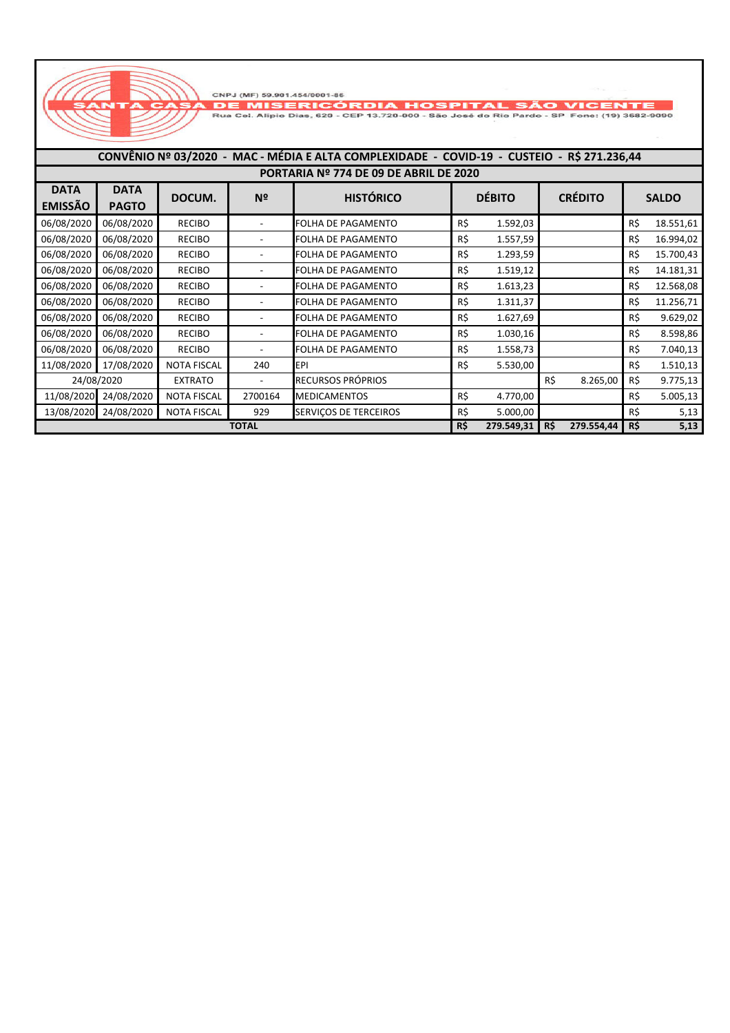CNPJ (MF) 59.901.454/0001-86

SANTA CASA DE MISERICÓRDIA HOSPITAL SÃO VICENTE

Rua Cel. Alipio Dias, 620 - CEP 13.720-000 - São José do Rio Pardo - SP Fone: (19) 3682-9090

**CONVÊNIO Nº 03/2020 - MAC - MÉDIA E ALTA COMPLEXIDADE - COVID-19 - CUSTEIO - R$ 271.236,44**

**PORTARIA Nº 774 DE 09 DE ABRIL DE 2020**

| DATA EMISSÃO | DATA PAGTO | DOCUM. | Nº | HISTÓRICO | DÉBITO | CRÉDITO | SALDO |
|---|---|---|---|---|---|---|---|
| 06/08/2020 | 06/08/2020 | RECIBO | - | FOLHA DE PAGAMENTO | R$ 1.592,03 | | R$ 18.551,61 |
| 06/08/2020 | 06/08/2020 | RECIBO | - | FOLHA DE PAGAMENTO | R$ 1.557,59 | | R$ 16.994,02 |
| 06/08/2020 | 06/08/2020 | RECIBO | - | FOLHA DE PAGAMENTO | R$ 1.293,59 | | R$ 15.700,43 |
| 06/08/2020 | 06/08/2020 | RECIBO | - | FOLHA DE PAGAMENTO | R$ 1.519,12 | | R$ 14.181,31 |
| 06/08/2020 | 06/08/2020 | RECIBO | - | FOLHA DE PAGAMENTO | R$ 1.613,23 | | R$ 12.568,08 |
| 06/08/2020 | 06/08/2020 | RECIBO | - | FOLHA DE PAGAMENTO | R$ 1.311,37 | | R$ 11.256,71 |
| 06/08/2020 | 06/08/2020 | RECIBO | - | FOLHA DE PAGAMENTO | R$ 1.627,69 | | R$ 9.629,02 |
| 06/08/2020 | 06/08/2020 | RECIBO | - | FOLHA DE PAGAMENTO | R$ 1.030,16 | | R$ 8.598,86 |
| 06/08/2020 | 06/08/2020 | RECIBO | - | FOLHA DE PAGAMENTO | R$ 1.558,73 | | R$ 7.040,13 |
| 11/08/2020 | 17/08/2020 | NOTA FISCAL | 240 | EPI | R$ 5.530,00 | | R$ 1.510,13 |
| 24/08/2020 | | EXTRATO | - | RECURSOS PRÓPRIOS | | R$ 8.265,00 | R$ 9.775,13 |
| 11/08/2020 | 24/08/2020 | NOTA FISCAL | 2700164 | MEDICAMENTOS | R$ 4.770,00 | | R$ 5.005,13 |
| 13/08/2020 | 24/08/2020 | NOTA FISCAL | 929 | SERVIÇOS DE TERCEIROS | R$ 5.000,00 | | R$ 5,13 |
| **TOTAL** | | | | | **R$ 279.549,31** | **R$ 279.554,44** | **R$ 5,13** |